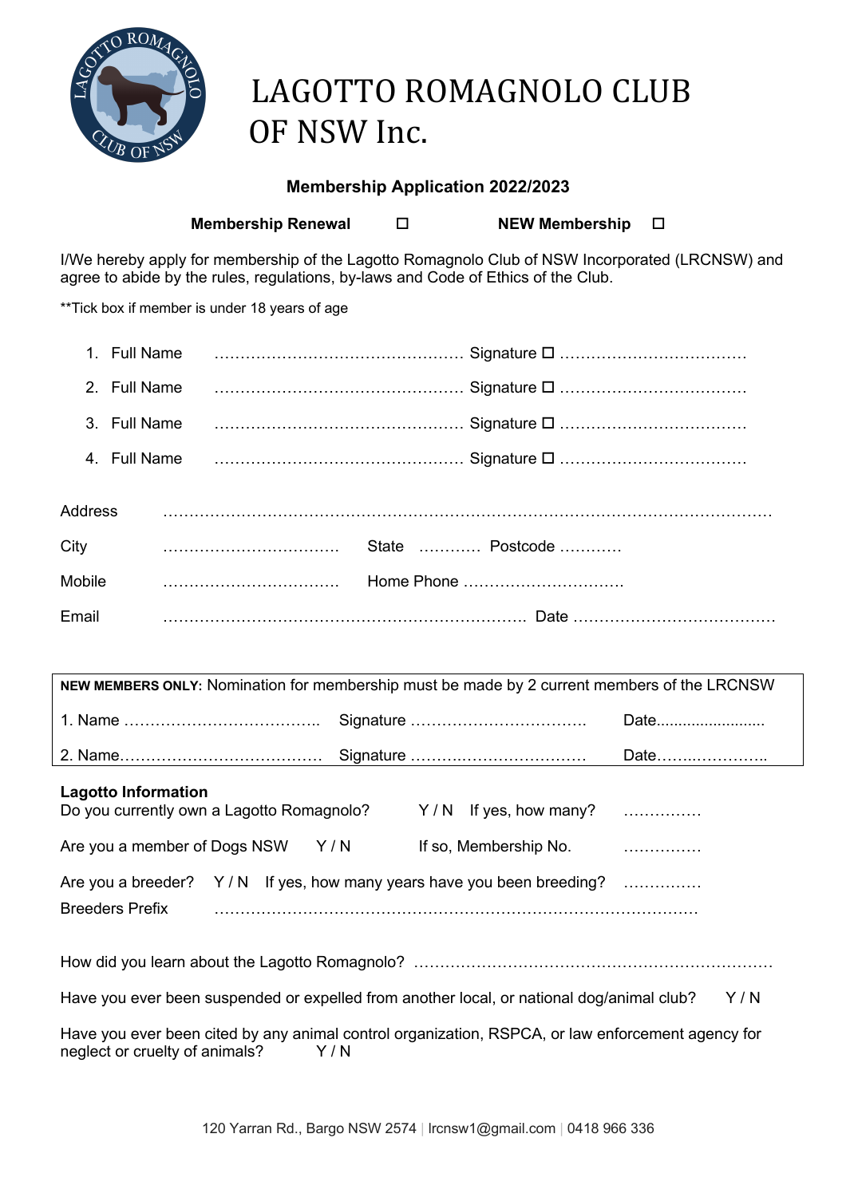# LAGOTTO ROMAGNOLO CLUB OF NSW Inc.

**Membership Application 2022/2023**

**Membership Renewal** ☐ **NEW Membership** ☐

I/We hereby apply for membership of the Lagotto Romagnolo Club of NSW Incorporated (LRCNSW) and agree to abide by the rules, regulations, by-laws and Code of Ethics of the Club.

**Tick box if member is under 18 years of age

1. Full Name ………………………………………… Signature ☐ ………………………………
2. Full Name ………………………………………… Signature ☐ ………………………………
3. Full Name ………………………………………… Signature ☐ ………………………………
4. Full Name ………………………………………… Signature ☐ ………………………………

Address ………………………………………………………………………………………………

City …………………………… State ………… Postcode …………

Mobile …………………………… Home Phone …………………………

Email ……………………………………………………………… Date …………………………………

**NEW MEMBERS ONLY:** Nomination for membership must be made by 2 current members of the LRCNSW

1. Name ……………………………….. Signature …………………………… Date……………………
2. Name………………………………… Signature …………………………… Date…………………..

**Lagotto Information**

Do you currently own a Lagotto Romagnolo? Y / N If yes, how many? ……………

Are you a member of Dogs NSW Y / N If so, Membership No. ……………

Are you a breeder? Y / N If yes, how many years have you been breeding? ……………

Breeders Prefix ……………………………………………………………………………

How did you learn about the Lagotto Romagnolo? ………………………………………………………

Have you ever been suspended or expelled from another local, or national dog/animal club? Y / N

Have you ever been cited by any animal control organization, RSPCA, or law enforcement agency for neglect or cruelty of animals? Y / N

120 Yarran Rd., Bargo NSW 2574 | lrcnsw1@gmail.com | 0418 966 336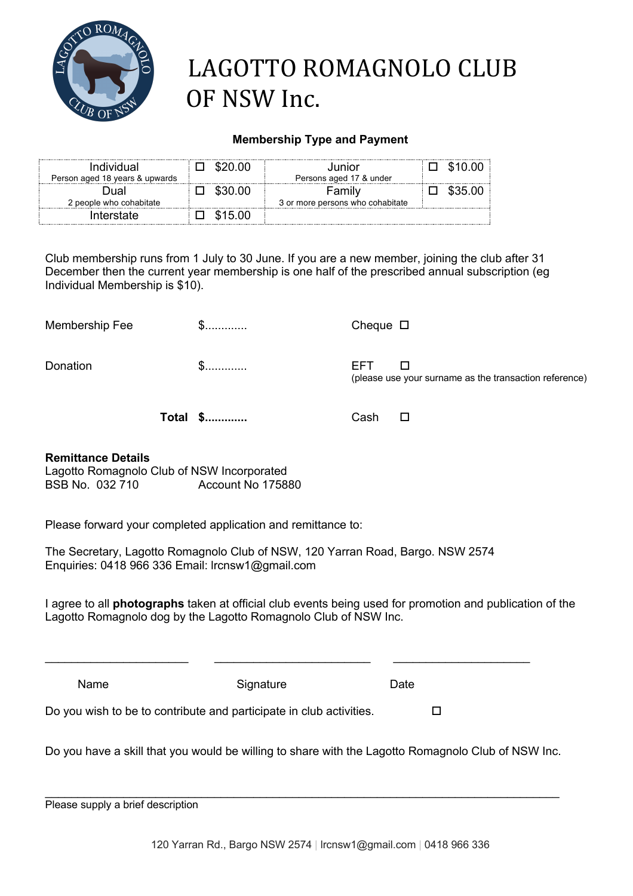# LAGOTTO ROMAGNOLO CLUB OF NSW Inc.

**Membership Type and Payment**

| Individual<br>Person aged 18 years & upwards | ☐ $20.00 | Junior<br>Persons aged 17 & under | ☐ $10.00 |
|---|---|---|---|
| Dual<br>2 people who cohabitate | ☐ $30.00 | Family<br>3 or more persons who cohabitate | ☐ $35.00 |
| Interstate | ☐ $15.00 | | |

Club membership runs from 1 July to 30 June. If you are a new member, joining the club after 31 December then the current year membership is one half of the prescribed annual subscription (eg Individual Membership is $10).

Membership Fee $............ Cheque ☐

Donation $............ EFT ☐
(please use your surname as the transaction reference)

**Total $............** Cash ☐

**Remittance Details**
Lagotto Romagnolo Club of NSW Incorporated
BSB No. 032 710 Account No 175880

Please forward your completed application and remittance to:

The Secretary, Lagotto Romagnolo Club of NSW, 120 Yarran Road, Bargo. NSW 2574
Enquiries: 0418 966 336 Email: lrcnsw1@gmail.com

I agree to all **photographs** taken at official club events being used for promotion and publication of the Lagotto Romagnolo dog by the Lagotto Romagnolo Club of NSW Inc.

______________________ ________________________ _____________________

Name Signature Date

Do you wish to be to contribute and participate in club activities. ☐

Do you have a skill that you would be willing to share with the Lagotto Romagnolo Club of NSW Inc.

______________________________________________________________________________

Please supply a brief description

120 Yarran Rd., Bargo NSW 2574 | lrcnsw1@gmail.com | 0418 966 336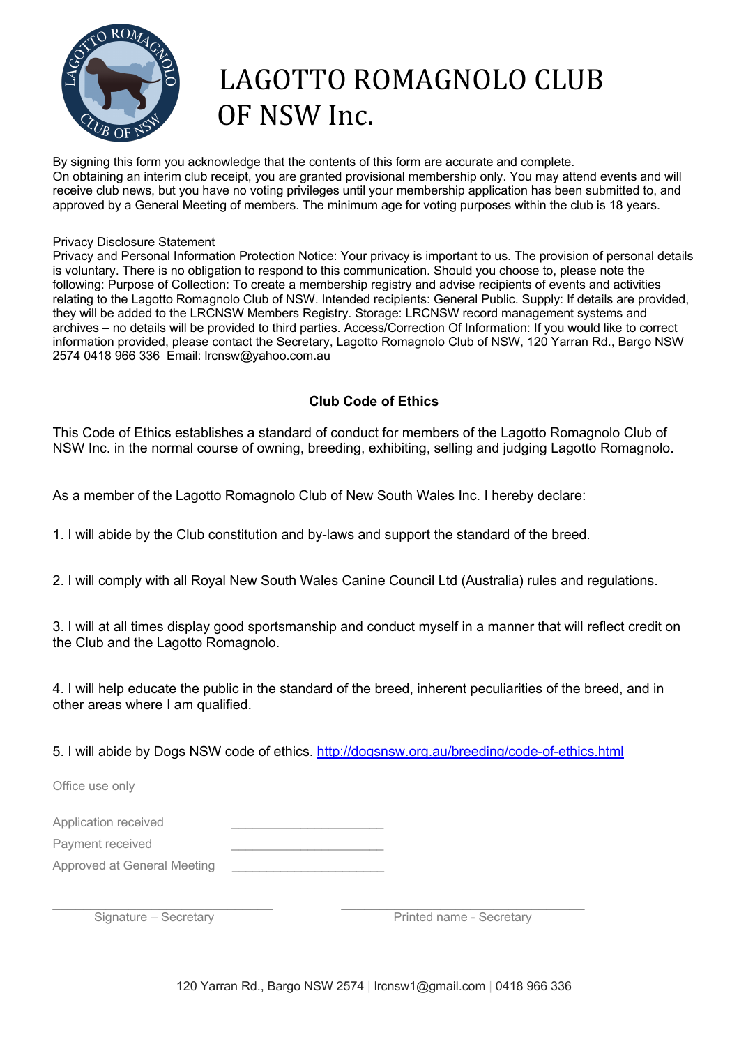# LAGOTTO ROMAGNOLO CLUB OF NSW Inc.

By signing this form you acknowledge that the contents of this form are accurate and complete.
On obtaining an interim club receipt, you are granted provisional membership only. You may attend events and will receive club news, but you have no voting privileges until your membership application has been submitted to, and approved by a General Meeting of members. The minimum age for voting purposes within the club is 18 years.

Privacy Disclosure Statement
Privacy and Personal Information Protection Notice: Your privacy is important to us. The provision of personal details is voluntary. There is no obligation to respond to this communication. Should you choose to, please note the following: Purpose of Collection: To create a membership registry and advise recipients of events and activities relating to the Lagotto Romagnolo Club of NSW. Intended recipients: General Public. Supply: If details are provided, they will be added to the LRCNSW Members Registry. Storage: LRCNSW record management systems and archives – no details will be provided to third parties. Access/Correction Of Information: If you would like to correct information provided, please contact the Secretary, Lagotto Romagnolo Club of NSW, 120 Yarran Rd., Bargo NSW 2574 0418 966 336 Email: lrcnsw@yahoo.com.au

## Club Code of Ethics

This Code of Ethics establishes a standard of conduct for members of the Lagotto Romagnolo Club of NSW Inc. in the normal course of owning, breeding, exhibiting, selling and judging Lagotto Romagnolo.

As a member of the Lagotto Romagnolo Club of New South Wales Inc. I hereby declare:

1. I will abide by the Club constitution and by-laws and support the standard of the breed.

2. I will comply with all Royal New South Wales Canine Council Ltd (Australia) rules and regulations.

3. I will at all times display good sportsmanship and conduct myself in a manner that will reflect credit on the Club and the Lagotto Romagnolo.

4. I will help educate the public in the standard of the breed, inherent peculiarities of the breed, and in other areas where I am qualified.

5. I will abide by Dogs NSW code of ethics. http://dogsnsw.org.au/breeding/code-of-ethics.html

Office use only

Application received ______________________

Payment received ______________________

Approved at General Meeting ______________________

______________________ Signature – Secretary

______________________ Printed name - Secretary

120 Yarran Rd., Bargo NSW 2574 | lrcnsw1@gmail.com | 0418 966 336